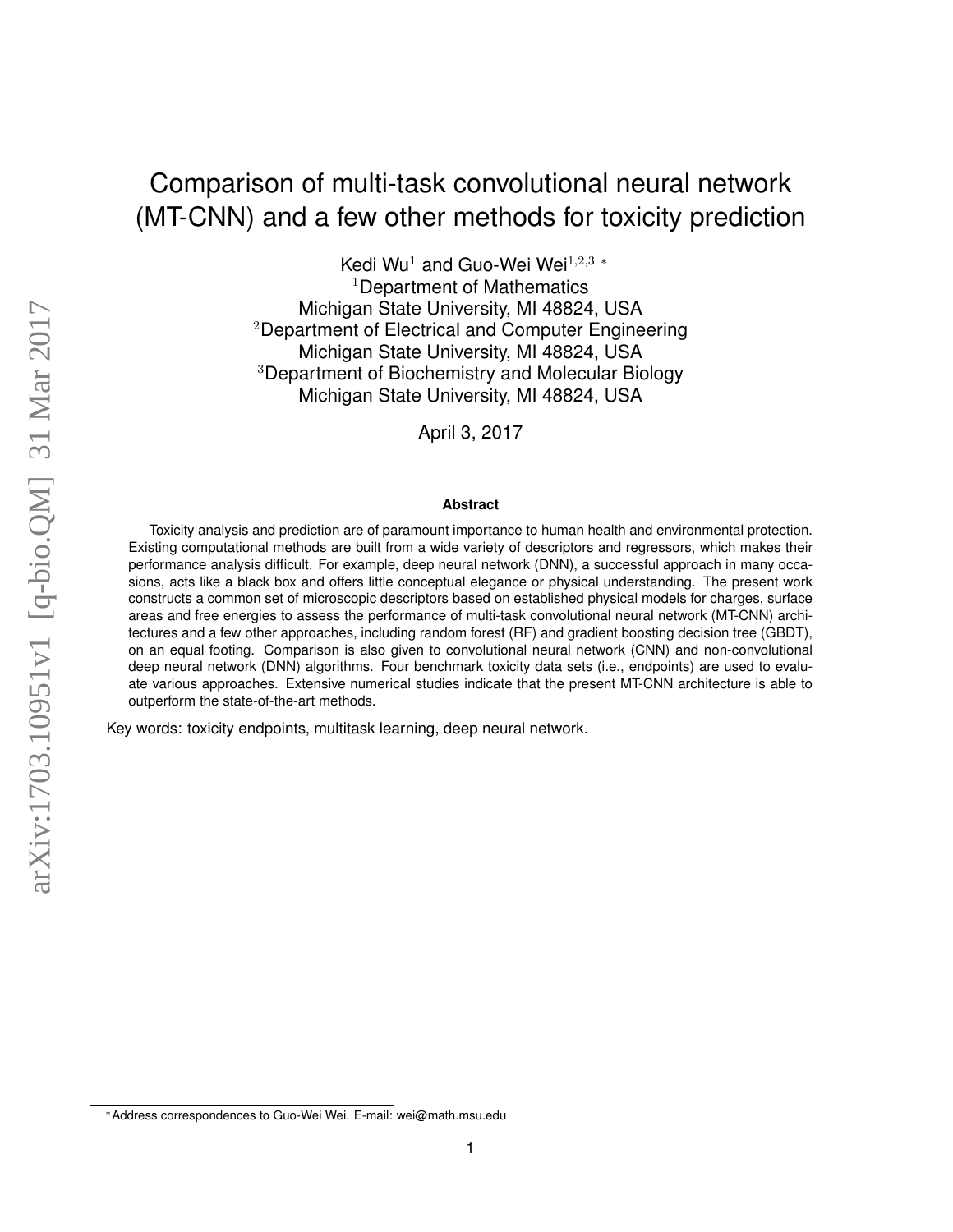# Comparison of multi-task convolutional neural network (MT-CNN) and a few other methods for toxicity prediction

Kedi Wu[1] and Guo-Wei Wei[1,2,3 *]

[1]Department of Mathematics
Michigan State University, MI 48824, USA

[2]Department of Electrical and Computer Engineering
Michigan State University, MI 48824, USA

[3]Department of Biochemistry and Molecular Biology
Michigan State University, MI 48824, USA

April 3, 2017

**Abstract**

Toxicity analysis and prediction are of paramount importance to human health and environmental protection. Existing computational methods are built from a wide variety of descriptors and regressors, which makes their performance analysis difficult. For example, deep neural network (DNN), a successful approach in many occasions, acts like a black box and offers little conceptual elegance or physical understanding. The present work constructs a common set of microscopic descriptors based on established physical models for charges, surface areas and free energies to assess the performance of multi-task convolutional neural network (MT-CNN) architectures and a few other approaches, including random forest (RF) and gradient boosting decision tree (GBDT), on an equal footing. Comparison is also given to convolutional neural network (CNN) and non-convolutional deep neural network (DNN) algorithms. Four benchmark toxicity data sets (i.e., endpoints) are used to evaluate various approaches. Extensive numerical studies indicate that the present MT-CNN architecture is able to outperform the state-of-the-art methods.

Key words: toxicity endpoints, multitask learning, deep neural network.

*Address correspondences to Guo-Wei Wei. E-mail: wei@math.msu.edu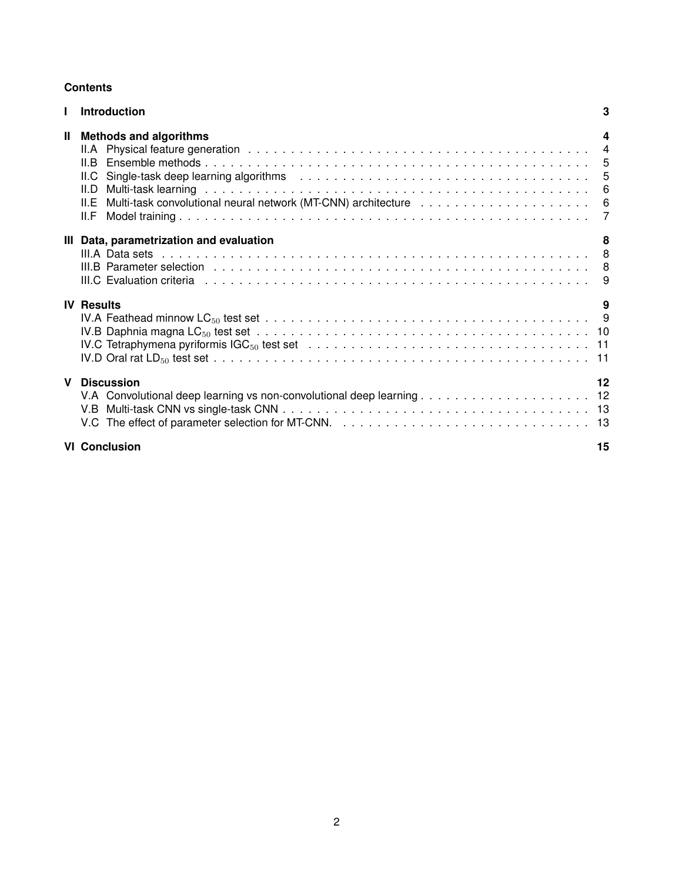## Contents

**I Introduction** 3

**II Methods and algorithms** 4

- II.A Physical feature generation 4
- II.B Ensemble methods 5
- II.C Single-task deep learning algorithms 5
- II.D Multi-task learning 6
- II.E Multi-task convolutional neural network (MT-CNN) architecture 6
- II.F Model training 7

**III Data, parametrization and evaluation** 8

- III.A Data sets 8
- III.B Parameter selection 8
- III.C Evaluation criteria 9

**IV Results** 9

- IV.A Feathead minnow $LC_{50}$ test set 9
- IV.B Daphnia magna $LC_{50}$ test set 10
- IV.C Tetraphymena pyriformis $IGC_{50}$ test set 11
- IV.D Oral rat $LD_{50}$ test set 11

**V Discussion** 12

- V.A Convolutional deep learning vs non-convolutional deep learning 12
- V.B Multi-task CNN vs single-task CNN 13
- V.C The effect of parameter selection for MT-CNN. 13

**VI Conclusion** 15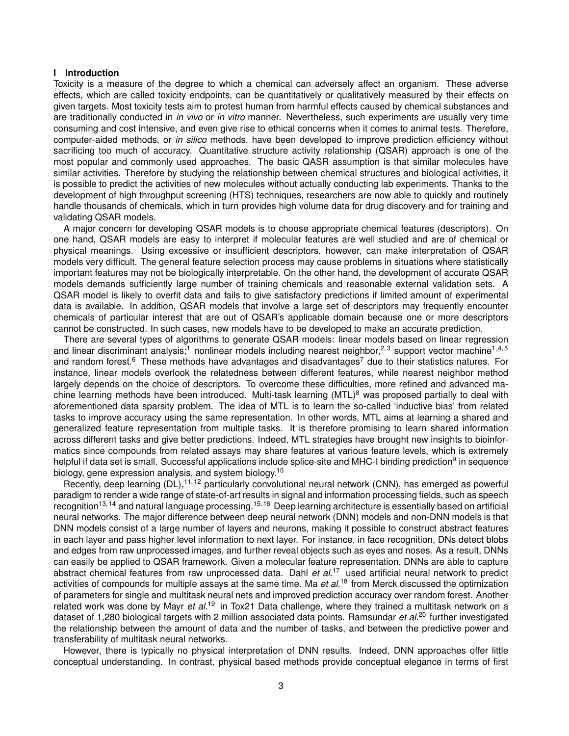## I Introduction

Toxicity is a measure of the degree to which a chemical can adversely affect an organism. These adverse effects, which are called toxicity endpoints, can be quantitatively or qualitatively measured by their effects on given targets. Most toxicity tests aim to protest human from harmful effects caused by chemical substances and are traditionally conducted in *in vivo* or *in vitro* manner. Nevertheless, such experiments are usually very time consuming and cost intensive, and even give rise to ethical concerns when it comes to animal tests. Therefore, computer-aided methods, or *in silico* methods, have been developed to improve prediction efficiency without sacrificing too much of accuracy. Quantitative structure activity relationship (QSAR) approach is one of the most popular and commonly used approaches. The basic QASR assumption is that similar molecules have similar activities. Therefore by studying the relationship between chemical structures and biological activities, it is possible to predict the activities of new molecules without actually conducting lab experiments. Thanks to the development of high throughput screening (HTS) techniques, researchers are now able to quickly and routinely handle thousands of chemicals, which in turn provides high volume data for drug discovery and for training and validating QSAR models.

A major concern for developing QSAR models is to choose appropriate chemical features (descriptors). On one hand, QSAR models are easy to interpret if molecular features are well studied and are of chemical or physical meanings. Using excessive or insufficient descriptors, however, can make interpretation of QSAR models very difficult. The general feature selection process may cause problems in situations where statistically important features may not be biologically interpretable. On the other hand, the development of accurate QSAR models demands sufficiently large number of training chemicals and reasonable external validation sets. A QSAR model is likely to overfit data and fails to give satisfactory predictions if limited amount of experimental data is available. In addition, QSAR models that involve a large set of descriptors may frequently encounter chemicals of particular interest that are out of QSAR's applicable domain because one or more descriptors cannot be constructed. In such cases, new models have to be developed to make an accurate prediction.

There are several types of algorithms to generate QSAR models: linear models based on linear regression and linear discriminant analysis;[1] nonlinear models including nearest neighbor,[2,3] support vector machine[1,4,5] and random forest.[6] These methods have advantages and disadvantages[7] due to their statistics natures. For instance, linear models overlook the relatedness between different features, while nearest neighbor method largely depends on the choice of descriptors. To overcome these difficulties, more refined and advanced machine learning methods have been introduced. Multi-task learning (MTL)[8] was proposed partially to deal with aforementioned data sparsity problem. The idea of MTL is to learn the so-called 'inductive bias' from related tasks to improve accuracy using the same representation. In other words, MTL aims at learning a shared and generalized feature representation from multiple tasks. It is therefore promising to learn shared information across different tasks and give better predictions. Indeed, MTL strategies have brought new insights to bioinformatics since compounds from related assays may share features at various feature levels, which is extremely helpful if data set is small. Successful applications include splice-site and MHC-I binding prediction[9] in sequence biology, gene expression analysis, and system biology.[10]

Recently, deep learning (DL),[11,12] particularly convolutional neural network (CNN), has emerged as powerful paradigm to render a wide range of state-of-art results in signal and information processing fields, such as speech recognition[13,14] and natural language processing.[15,16] Deep learning architecture is essentially based on artificial neural networks. The major difference between deep neural network (DNN) models and non-DNN models is that DNN models consist of a large number of layers and neurons, making it possible to construct abstract features in each layer and pass higher level information to next layer. For instance, in face recognition, DNs detect blobs and edges from raw unprocessed images, and further reveal objects such as eyes and noses. As a result, DNNs can easily be applied to QSAR framework. Given a molecular feature representation, DNNs are able to capture abstract chemical features from raw unprocessed data. Dahl *et al.*[17] used artificial neural network to predict activities of compounds for multiple assays at the same time. Ma *et al.*[18] from Merck discussed the optimization of parameters for single and multitask neural nets and improved prediction accuracy over random forest. Another related work was done by Mayr *et al.*[19] in Tox21 Data challenge, where they trained a multitask network on a dataset of 1,280 biological targets with 2 million associated data points. Ramsundar *et al.*[20] further investigated the relationship between the amount of data and the number of tasks, and between the predictive power and transferability of multitask neural networks.

However, there is typically no physical interpretation of DNN results. Indeed, DNN approaches offer little conceptual understanding. In contrast, physical based methods provide conceptual elegance in terms of first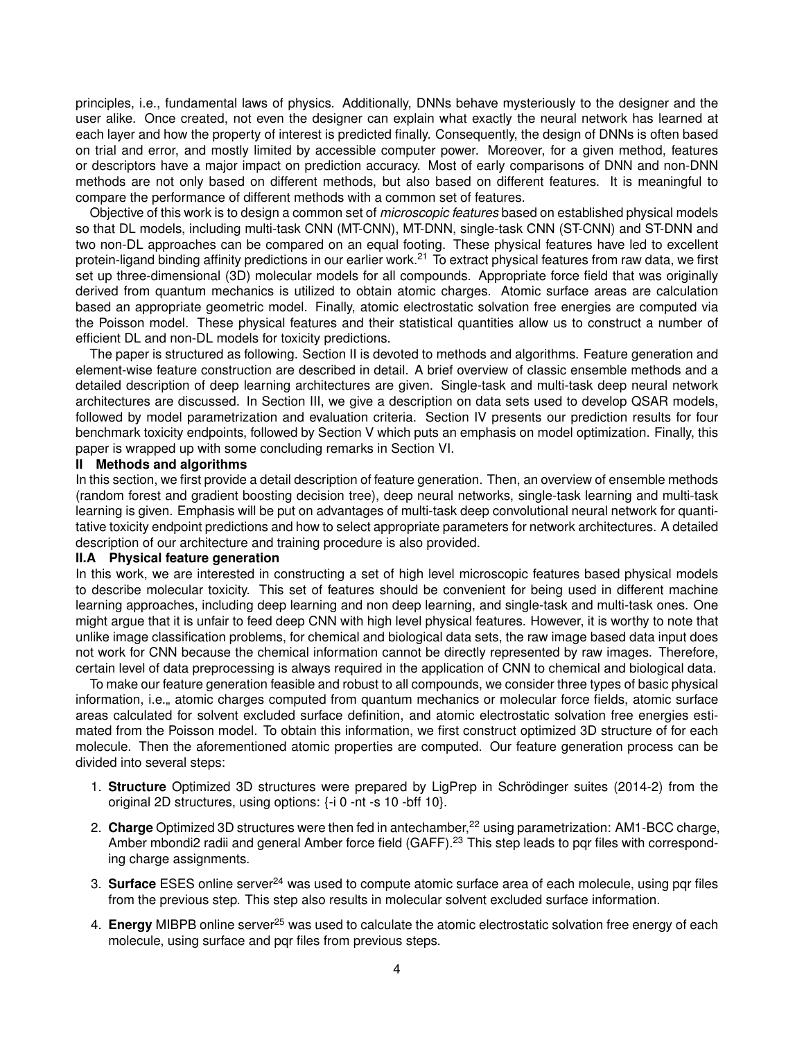principles, i.e., fundamental laws of physics. Additionally, DNNs behave mysteriously to the designer and the user alike. Once created, not even the designer can explain what exactly the neural network has learned at each layer and how the property of interest is predicted finally. Consequently, the design of DNNs is often based on trial and error, and mostly limited by accessible computer power. Moreover, for a given method, features or descriptors have a major impact on prediction accuracy. Most of early comparisons of DNN and non-DNN methods are not only based on different methods, but also based on different features. It is meaningful to compare the performance of different methods with a common set of features.

Objective of this work is to design a common set of *microscopic features* based on established physical models so that DL models, including multi-task CNN (MT-CNN), MT-DNN, single-task CNN (ST-CNN) and ST-DNN and two non-DL approaches can be compared on an equal footing. These physical features have led to excellent protein-ligand binding affinity predictions in our earlier work.[21] To extract physical features from raw data, we first set up three-dimensional (3D) molecular models for all compounds. Appropriate force field that was originally derived from quantum mechanics is utilized to obtain atomic charges. Atomic surface areas are calculation based an appropriate geometric model. Finally, atomic electrostatic solvation free energies are computed via the Poisson model. These physical features and their statistical quantities allow us to construct a number of efficient DL and non-DL models for toxicity predictions.

The paper is structured as following. Section II is devoted to methods and algorithms. Feature generation and element-wise feature construction are described in detail. A brief overview of classic ensemble methods and a detailed description of deep learning architectures are given. Single-task and multi-task deep neural network architectures are discussed. In Section III, we give a description on data sets used to develop QSAR models, followed by model parametrization and evaluation criteria. Section IV presents our prediction results for four benchmark toxicity endpoints, followed by Section V which puts an emphasis on model optimization. Finally, this paper is wrapped up with some concluding remarks in Section VI.

## II Methods and algorithms

In this section, we first provide a detail description of feature generation. Then, an overview of ensemble methods (random forest and gradient boosting decision tree), deep neural networks, single-task learning and multi-task learning is given. Emphasis will be put on advantages of multi-task deep convolutional neural network for quantitative toxicity endpoint predictions and how to select appropriate parameters for network architectures. A detailed description of our architecture and training procedure is also provided.

### II.A Physical feature generation

In this work, we are interested in constructing a set of high level microscopic features based physical models to describe molecular toxicity. This set of features should be convenient for being used in different machine learning approaches, including deep learning and non deep learning, and single-task and multi-task ones. One might argue that it is unfair to feed deep CNN with high level physical features. However, it is worthy to note that unlike image classification problems, for chemical and biological data sets, the raw image based data input does not work for CNN because the chemical information cannot be directly represented by raw images. Therefore, certain level of data preprocessing is always required in the application of CNN to chemical and biological data.

To make our feature generation feasible and robust to all compounds, we consider three types of basic physical information, i.e.„ atomic charges computed from quantum mechanics or molecular force fields, atomic surface areas calculated for solvent excluded surface definition, and atomic electrostatic solvation free energies estimated from the Poisson model. To obtain this information, we first construct optimized 3D structure of for each molecule. Then the aforementioned atomic properties are computed. Our feature generation process can be divided into several steps:

1. **Structure** Optimized 3D structures were prepared by LigPrep in Schrödinger suites (2014-2) from the original 2D structures, using options: {-i 0 -nt -s 10 -bff 10}.
2. **Charge** Optimized 3D structures were then fed in antechamber,[22] using parametrization: AM1-BCC charge, Amber mbondi2 radii and general Amber force field (GAFF).[23] This step leads to pqr files with corresponding charge assignments.
3. **Surface** ESES online server[24] was used to compute atomic surface area of each molecule, using pqr files from the previous step. This step also results in molecular solvent excluded surface information.
4. **Energy** MIBPB online server[25] was used to calculate the atomic electrostatic solvation free energy of each molecule, using surface and pqr files from previous steps.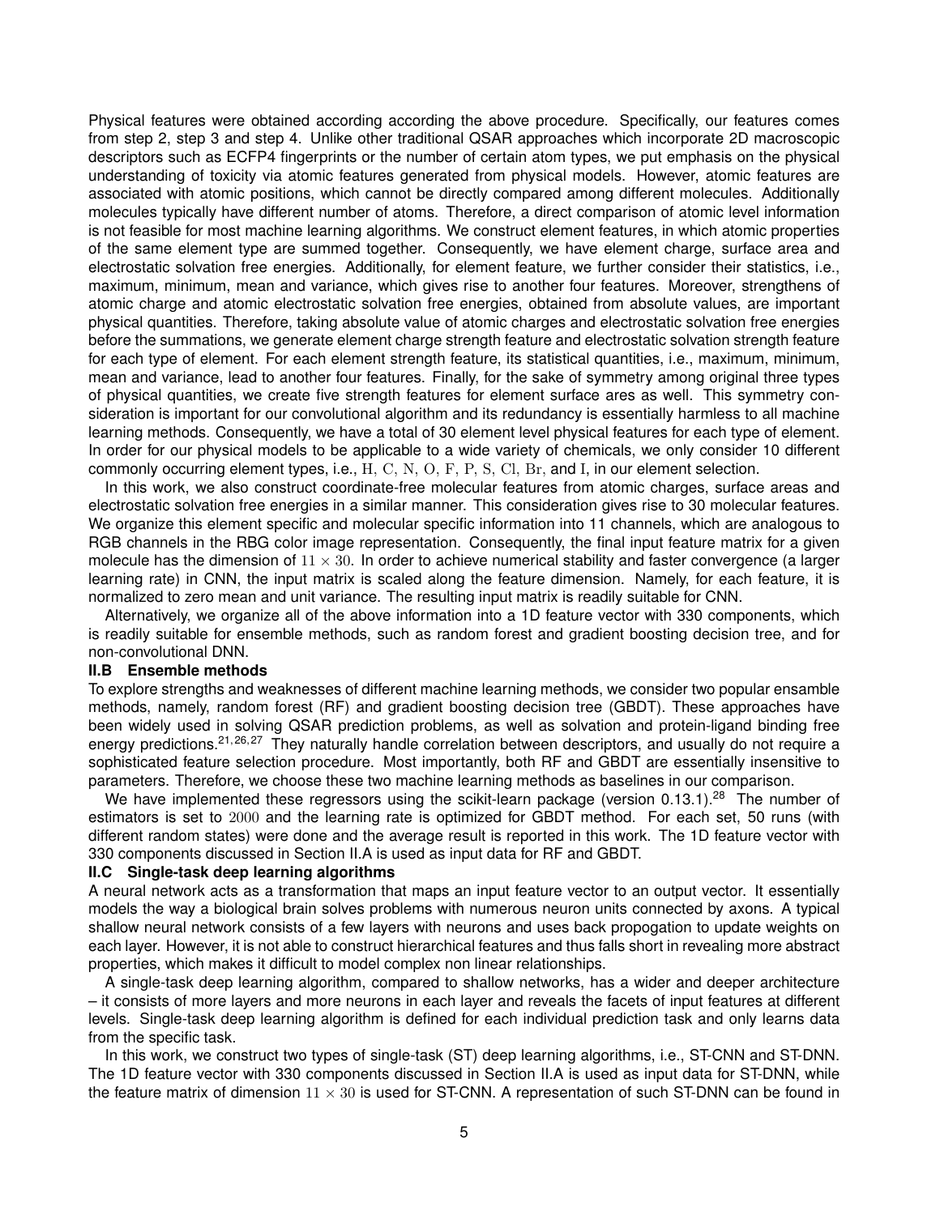Physical features were obtained according according the above procedure. Specifically, our features comes from step 2, step 3 and step 4. Unlike other traditional QSAR approaches which incorporate 2D macroscopic descriptors such as ECFP4 fingerprints or the number of certain atom types, we put emphasis on the physical understanding of toxicity via atomic features generated from physical models. However, atomic features are associated with atomic positions, which cannot be directly compared among different molecules. Additionally molecules typically have different number of atoms. Therefore, a direct comparison of atomic level information is not feasible for most machine learning algorithms. We construct element features, in which atomic properties of the same element type are summed together. Consequently, we have element charge, surface area and electrostatic solvation free energies. Additionally, for element feature, we further consider their statistics, i.e., maximum, minimum, mean and variance, which gives rise to another four features. Moreover, strengthens of atomic charge and atomic electrostatic solvation free energies, obtained from absolute values, are important physical quantities. Therefore, taking absolute value of atomic charges and electrostatic solvation free energies before the summations, we generate element charge strength feature and electrostatic solvation strength feature for each type of element. For each element strength feature, its statistical quantities, i.e., maximum, minimum, mean and variance, lead to another four features. Finally, for the sake of symmetry among original three types of physical quantities, we create five strength features for element surface ares as well. This symmetry consideration is important for our convolutional algorithm and its redundancy is essentially harmless to all machine learning methods. Consequently, we have a total of 30 element level physical features for each type of element. In order for our physical models to be applicable to a wide variety of chemicals, we only consider 10 different commonly occurring element types, i.e., $\mathrm{H}$, $\mathrm{C}$, $\mathrm{N}$, $\mathrm{O}$, $\mathrm{F}$, $\mathrm{P}$, $\mathrm{S}$, $\mathrm{Cl}$, $\mathrm{Br}$, and $\mathrm{I}$, in our element selection.

In this work, we also construct coordinate-free molecular features from atomic charges, surface areas and electrostatic solvation free energies in a similar manner. This consideration gives rise to 30 molecular features. We organize this element specific and molecular specific information into 11 channels, which are analogous to RGB channels in the RBG color image representation. Consequently, the final input feature matrix for a given molecule has the dimension of $11 \times 30$. In order to achieve numerical stability and faster convergence (a larger learning rate) in CNN, the input matrix is scaled along the feature dimension. Namely, for each feature, it is normalized to zero mean and unit variance. The resulting input matrix is readily suitable for CNN.

Alternatively, we organize all of the above information into a 1D feature vector with 330 components, which is readily suitable for ensemble methods, such as random forest and gradient boosting decision tree, and for non-convolutional DNN.

### II.B Ensemble methods

To explore strengths and weaknesses of different machine learning methods, we consider two popular ensamble methods, namely, random forest (RF) and gradient boosting decision tree (GBDT). These approaches have been widely used in solving QSAR prediction problems, as well as solvation and protein-ligand binding free energy predictions.[21,26,27] They naturally handle correlation between descriptors, and usually do not require a sophisticated feature selection procedure. Most importantly, both RF and GBDT are essentially insensitive to parameters. Therefore, we choose these two machine learning methods as baselines in our comparison.

We have implemented these regressors using the scikit-learn package (version 0.13.1).[28] The number of estimators is set to $2000$ and the learning rate is optimized for GBDT method. For each set, 50 runs (with different random states) were done and the average result is reported in this work. The 1D feature vector with 330 components discussed in Section II.A is used as input data for RF and GBDT.

### II.C Single-task deep learning algorithms

A neural network acts as a transformation that maps an input feature vector to an output vector. It essentially models the way a biological brain solves problems with numerous neuron units connected by axons. A typical shallow neural network consists of a few layers with neurons and uses back propogation to update weights on each layer. However, it is not able to construct hierarchical features and thus falls short in revealing more abstract properties, which makes it difficult to model complex non linear relationships.

A single-task deep learning algorithm, compared to shallow networks, has a wider and deeper architecture – it consists of more layers and more neurons in each layer and reveals the facets of input features at different levels. Single-task deep learning algorithm is defined for each individual prediction task and only learns data from the specific task.

In this work, we construct two types of single-task (ST) deep learning algorithms, i.e., ST-CNN and ST-DNN. The 1D feature vector with 330 components discussed in Section II.A is used as input data for ST-DNN, while the feature matrix of dimension $11 \times 30$ is used for ST-CNN. A representation of such ST-DNN can be found in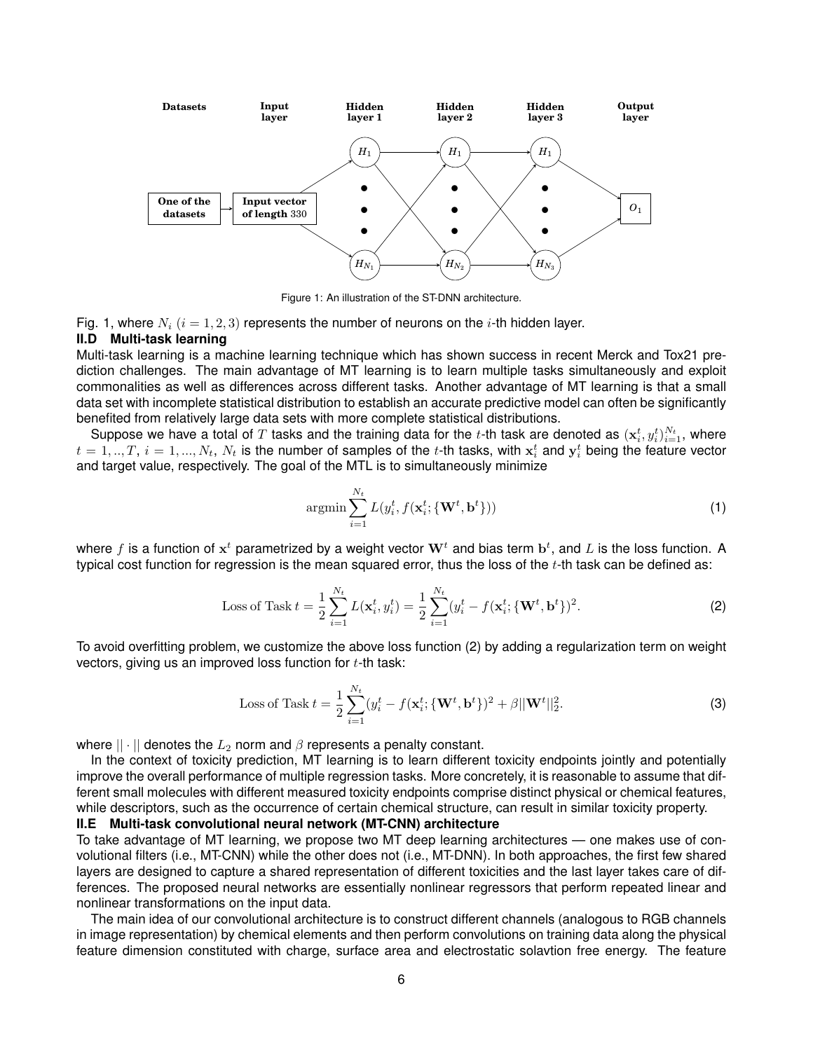Figure 1: An illustration of the ST-DNN architecture.

Fig. 1, where $N_i$ $(i = 1, 2, 3)$ represents the number of neurons on the $i$-th hidden layer.

### II.D Multi-task learning

Multi-task learning is a machine learning technique which has shown success in recent Merck and Tox21 prediction challenges. The main advantage of MT learning is to learn multiple tasks simultaneously and exploit commonalities as well as differences across different tasks. Another advantage of MT learning is that a small data set with incomplete statistical distribution to establish an accurate predictive model can often be significantly benefited from relatively large data sets with more complete statistical distributions.

Suppose we have a total of $T$ tasks and the training data for the $t$-th task are denoted as $(\mathbf{x}_i^t, y_i^t)_{i=1}^{N_t}$, where $t = 1, .., T$, $i = 1, ..., N_t$, $N_t$ is the number of samples of the $t$-th tasks, with $\mathbf{x}_i^t$ and $\mathbf{y}_i^t$ being the feature vector and target value, respectively. The goal of the MTL is to simultaneously minimize

$$\text{argmin} \sum_{i=1}^{N_t} L(y_i^t, f(\mathbf{x}_i^t; \{\mathbf{W}^t, \mathbf{b}^t\})) \tag{1}$$

where $f$ is a function of $\mathbf{x}^t$ parametrized by a weight vector $\mathbf{W}^t$ and bias term $\mathbf{b}^t$, and $L$ is the loss function. A typical cost function for regression is the mean squared error, thus the loss of the $t$-th task can be defined as:

$$\text{Loss of Task } t = \frac{1}{2}\sum_{i=1}^{N_t} L(\mathbf{x}_i^t, y_i^t) = \frac{1}{2}\sum_{i=1}^{N_t}(y_i^t - f(\mathbf{x}_i^t; \{\mathbf{W}^t, \mathbf{b}^t\})^2. \tag{2}$$

To avoid overfitting problem, we customize the above loss function (2) by adding a regularization term on weight vectors, giving us an improved loss function for $t$-th task:

$$\text{Loss of Task } t = \frac{1}{2}\sum_{i=1}^{N_t}(y_i^t - f(\mathbf{x}_i^t; \{\mathbf{W}^t, \mathbf{b}^t\})^2 + \beta||\mathbf{W}^t||_2^2. \tag{3}$$

where $|| \cdot ||$ denotes the $L_2$ norm and $\beta$ represents a penalty constant.

In the context of toxicity prediction, MT learning is to learn different toxicity endpoints jointly and potentially improve the overall performance of multiple regression tasks. More concretely, it is reasonable to assume that different small molecules with different measured toxicity endpoints comprise distinct physical or chemical features, while descriptors, such as the occurrence of certain chemical structure, can result in similar toxicity property.

### II.E Multi-task convolutional neural network (MT-CNN) architecture

To take advantage of MT learning, we propose two MT deep learning architectures — one makes use of convolutional filters (i.e., MT-CNN) while the other does not (i.e., MT-DNN). In both approaches, the first few shared layers are designed to capture a shared representation of different toxicities and the last layer takes care of differences. The proposed neural networks are essentially nonlinear regressors that perform repeated linear and nonlinear transformations on the input data.

The main idea of our convolutional architecture is to construct different channels (analogous to RGB channels in image representation) by chemical elements and then perform convolutions on training data along the physical feature dimension constituted with charge, surface area and electrostatic solavtion free energy. The feature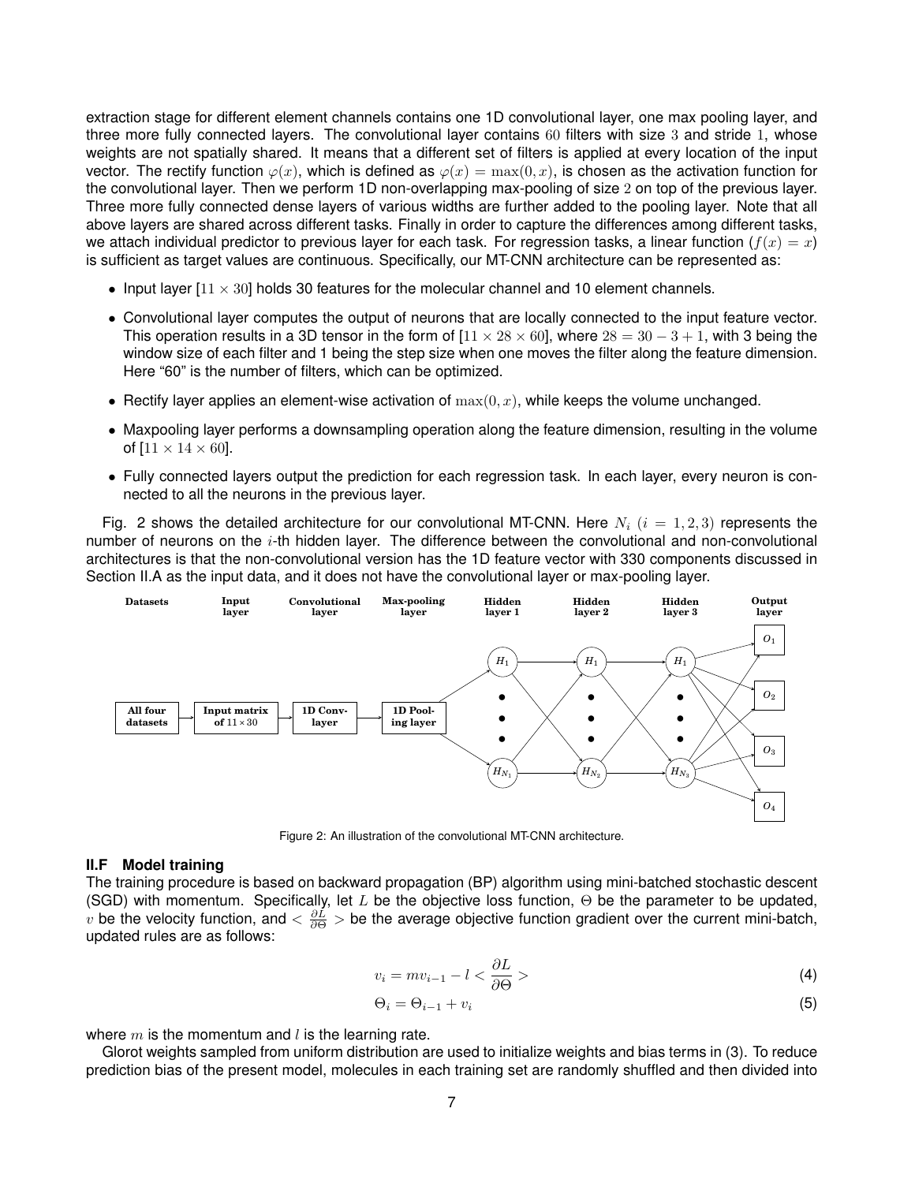extraction stage for different element channels contains one 1D convolutional layer, one max pooling layer, and three more fully connected layers. The convolutional layer contains $60$ filters with size $3$ and stride $1$, whose weights are not spatially shared. It means that a different set of filters is applied at every location of the input vector. The rectify function $\varphi(x)$, which is defined as $\varphi(x) = \max(0, x)$, is chosen as the activation function for the convolutional layer. Then we perform 1D non-overlapping max-pooling of size $2$ on top of the previous layer. Three more fully connected dense layers of various widths are further added to the pooling layer. Note that all above layers are shared across different tasks. Finally in order to capture the differences among different tasks, we attach individual predictor to previous layer for each task. For regression tasks, a linear function ($f(x) = x$) is sufficient as target values are continuous. Specifically, our MT-CNN architecture can be represented as:

- Input layer $[11 \times 30]$ holds 30 features for the molecular channel and 10 element channels.
- Convolutional layer computes the output of neurons that are locally connected to the input feature vector. This operation results in a 3D tensor in the form of $[11 \times 28 \times 60]$, where $28 = 30 - 3 + 1$, with 3 being the window size of each filter and 1 being the step size when one moves the filter along the feature dimension. Here "60" is the number of filters, which can be optimized.
- Rectify layer applies an element-wise activation of $\max(0, x)$, while keeps the volume unchanged.
- Maxpooling layer performs a downsampling operation along the feature dimension, resulting in the volume of $[11 \times 14 \times 60]$.
- Fully connected layers output the prediction for each regression task. In each layer, every neuron is connected to all the neurons in the previous layer.

Fig. 2 shows the detailed architecture for our convolutional MT-CNN. Here $N_i$ $(i = 1, 2, 3)$ represents the number of neurons on the $i$-th hidden layer. The difference between the convolutional and non-convolutional architectures is that the non-convolutional version has the 1D feature vector with 330 components discussed in Section II.A as the input data, and it does not have the convolutional layer or max-pooling layer.

Figure 2: An illustration of the convolutional MT-CNN architecture.

### II.F Model training

The training procedure is based on backward propagation (BP) algorithm using mini-batched stochastic descent (SGD) with momentum. Specifically, let $L$ be the objective loss function, $\Theta$ be the parameter to be updated, $v$ be the velocity function, and $< \frac{\partial L}{\partial \Theta} >$ be the average objective function gradient over the current mini-batch, updated rules are as follows:

$$v_i = m v_{i-1} - l < \frac{\partial L}{\partial \Theta} > \tag{4}$$

$$\Theta_i = \Theta_{i-1} + v_i \tag{5}$$

where $m$ is the momentum and $l$ is the learning rate.

Glorot weights sampled from uniform distribution are used to initialize weights and bias terms in (3). To reduce prediction bias of the present model, molecules in each training set are randomly shuffled and then divided into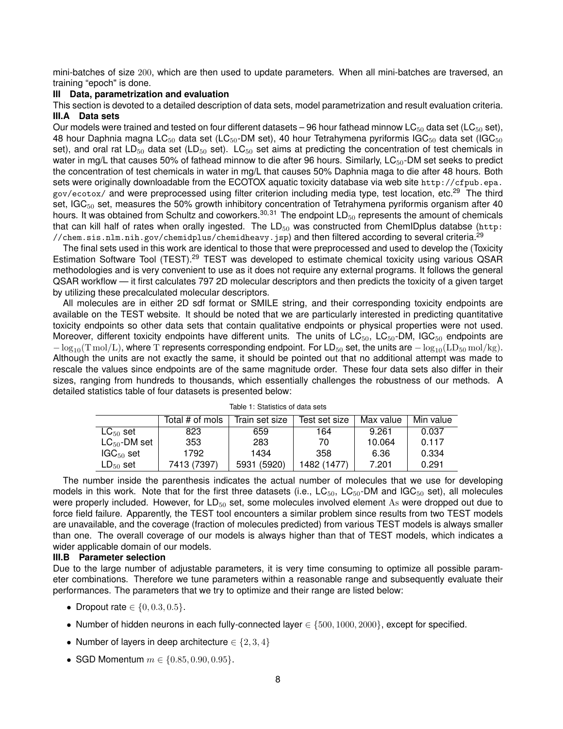mini-batches of size 200, which are then used to update parameters. When all mini-batches are traversed, an training "epoch" is done.

## III Data, parametrization and evaluation

This section is devoted to a detailed description of data sets, model parametrization and result evaluation criteria.

### III.A Data sets

Our models were trained and tested on four different datasets – 96 hour fathead minnow $LC_{50}$ data set ($LC_{50}$ set), 48 hour Daphnia magna $LC_{50}$ data set ($LC_{50}$-DM set), 40 hour Tetrahymena pyriformis $IGC_{50}$ data set ($IGC_{50}$ set), and oral rat $LD_{50}$ data set ($LD_{50}$ set). $LC_{50}$ set aims at predicting the concentration of test chemicals in water in mg/L that causes 50% of fathead minnow to die after 96 hours. Similarly, $LC_{50}$-DM set seeks to predict the concentration of test chemicals in water in mg/L that causes 50% Daphnia maga to die after 48 hours. Both sets were originally downloadable from the ECOTOX aquatic toxicity database via web site http://cfpub.epa.gov/ecotox/ and were preprocessed using filter criterion including media type, test location, etc.[29] The third set, $IGC_{50}$ set, measures the 50% growth inhibitory concentration of Tetrahymena pyriformis organism after 40 hours. It was obtained from Schultz and coworkers.[30,31] The endpoint $LD_{50}$ represents the amount of chemicals that can kill half of rates when orally ingested. The $LD_{50}$ was constructed from ChemIDplus databse (http://chem.sis.nlm.nih.gov/chemidplus/chemidheavy.jsp) and then filtered according to several criteria.[29]

The final sets used in this work are identical to those that were preprocessed and used to develop the (Toxicity Estimation Software Tool (TEST).[29] TEST was developed to estimate chemical toxicity using various QSAR methodologies and is very convenient to use as it does not require any external programs. It follows the general QSAR workflow — it first calculates 797 2D molecular descriptors and then predicts the toxicity of a given target by utilizing these precalculated molecular descriptors.

All molecules are in either 2D sdf format or SMILE string, and their corresponding toxicity endpoints are available on the TEST website. It should be noted that we are particularly interested in predicting quantitative toxicity endpoints so other data sets that contain qualitative endpoints or physical properties were not used. Moreover, different toxicity endpoints have different units. The units of $LC_{50}$, $LC_{50}$-DM, $IGC_{50}$ endpoints are $-\log_{10}(\mathrm{T\,mol/L})$, where $\mathrm{T}$ represents corresponding endpoint. For $LD_{50}$ set, the units are $-\log_{10}(\mathrm{LD_{50}\,mol/kg})$. Although the units are not exactly the same, it should be pointed out that no additional attempt was made to rescale the values since endpoints are of the same magnitude order. These four data sets also differ in their sizes, ranging from hundreds to thousands, which essentially challenges the robustness of our methods. A detailed statistics table of four datasets is presented below:

Table 1: Statistics of data sets

| | Total # of mols | Train set size | Test set size | Max value | Min value |
|---|---|---|---|---|---|
| $LC_{50}$ set | 823 | 659 | 164 | 9.261 | 0.037 |
| $LC_{50}$-DM set | 353 | 283 | 70 | 10.064 | 0.117 |
| $IGC_{50}$ set | 1792 | 1434 | 358 | 6.36 | 0.334 |
| $LD_{50}$ set | 7413 (7397) | 5931 (5920) | 1482 (1477) | 7.201 | 0.291 |

The number inside the parenthesis indicates the actual number of molecules that we use for developing models in this work. Note that for the first three datasets (i.e., $LC_{50}$, $LC_{50}$-DM and $IGC_{50}$ set), all molecules were properly included. However, for $LD_{50}$ set, some molecules involved element $\mathrm{As}$ were dropped out due to force field failure. Apparently, the TEST tool encounters a similar problem since results from two TEST models are unavailable, and the coverage (fraction of molecules predicted) from various TEST models is always smaller than one. The overall coverage of our models is always higher than that of TEST models, which indicates a wider applicable domain of our models.

### III.B Parameter selection

Due to the large number of adjustable parameters, it is very time consuming to optimize all possible parameter combinations. Therefore we tune parameters within a reasonable range and subsequently evaluate their performances. The parameters that we try to optimize and their range are listed below:

- Dropout rate $\in \{0, 0.3, 0.5\}$.
- Number of hidden neurons in each fully-connected layer $\in \{500, 1000, 2000\}$, except for specified.
- Number of layers in deep architecture $\in \{2, 3, 4\}$
- SGD Momentum $m \in \{0.85, 0.90, 0.95\}$.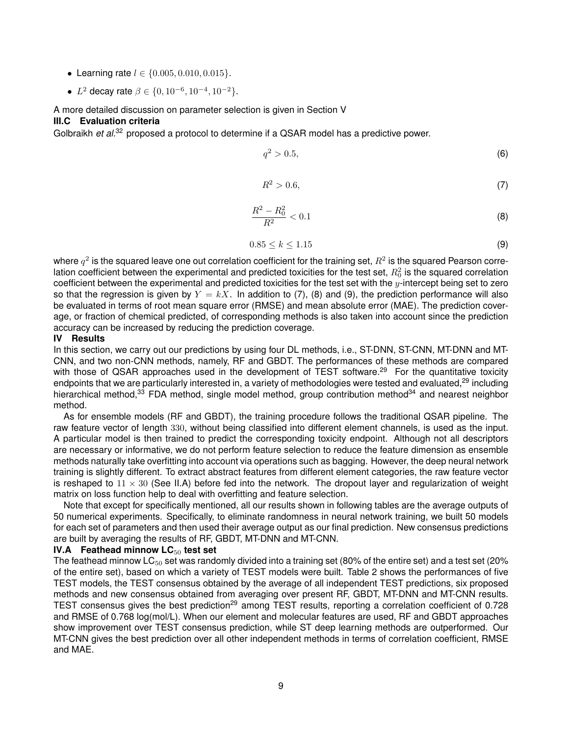- Learning rate $l \in \{0.005, 0.010, 0.015\}$.
- $L^2$ decay rate $\beta \in \{0, 10^{-6}, 10^{-4}, 10^{-2}\}$.

A more detailed discussion on parameter selection is given in Section V

### III.C Evaluation criteria

Golbraikh *et al.*[32] proposed a protocol to determine if a QSAR model has a predictive power.

$$q^2 > 0.5, \tag{6}$$

$$R^2 > 0.6, \tag{7}$$

$$\frac{R^2 - R_0^2}{R^2} < 0.1 \tag{8}$$

$$0.85 \leq k \leq 1.15 \tag{9}$$

where $q^2$ is the squared leave one out correlation coefficient for the training set, $R^2$ is the squared Pearson correlation coefficient between the experimental and predicted toxicities for the test set, $R_0^2$ is the squared correlation coefficient between the experimental and predicted toxicities for the test set with the $y$-intercept being set to zero so that the regression is given by $Y = kX$. In addition to (7), (8) and (9), the prediction performance will also be evaluated in terms of root mean square error (RMSE) and mean absolute error (MAE). The prediction coverage, or fraction of chemical predicted, of corresponding methods is also taken into account since the prediction accuracy can be increased by reducing the prediction coverage.

## IV Results

In this section, we carry out our predictions by using four DL methods, i.e., ST-DNN, ST-CNN, MT-DNN and MT-CNN, and two non-CNN methods, namely, RF and GBDT. The performances of these methods are compared with those of QSAR approaches used in the development of TEST software.[29] For the quantitative toxicity endpoints that we are particularly interested in, a variety of methodologies were tested and evaluated,[29] including hierarchical method,[33] FDA method, single model method, group contribution method[34] and nearest neighbor method.

As for ensemble models (RF and GBDT), the training procedure follows the traditional QSAR pipeline. The raw feature vector of length $330$, without being classified into different element channels, is used as the input. A particular model is then trained to predict the corresponding toxicity endpoint. Although not all descriptors are necessary or informative, we do not perform feature selection to reduce the feature dimension as ensemble methods naturally take overfitting into account via operations such as bagging. However, the deep neural network training is slightly different. To extract abstract features from different element categories, the raw feature vector is reshaped to $11 \times 30$ (See II.A) before fed into the network. The dropout layer and regularization of weight matrix on loss function help to deal with overfitting and feature selection.

Note that except for specifically mentioned, all our results shown in following tables are the average outputs of 50 numerical experiments. Specifically, to eliminate randomness in neural network training, we built 50 models for each set of parameters and then used their average output as our final prediction. New consensus predictions are built by averaging the results of RF, GBDT, MT-DNN and MT-CNN.

### IV.A Feathead minnow $LC_{50}$ test set

The feathead minnow $LC_{50}$ set was randomly divided into a training set (80% of the entire set) and a test set (20% of the entire set), based on which a variety of TEST models were built. Table 2 shows the performances of five TEST models, the TEST consensus obtained by the average of all independent TEST predictions, six proposed methods and new consensus obtained from averaging over present RF, GBDT, MT-DNN and MT-CNN results. TEST consensus gives the best prediction[29] among TEST results, reporting a correlation coefficient of 0.728 and RMSE of 0.768 log(mol/L). When our element and molecular features are used, RF and GBDT approaches show improvement over TEST consensus prediction, while ST deep learning methods are outperformed. Our MT-CNN gives the best prediction over all other independent methods in terms of correlation coefficient, RMSE and MAE.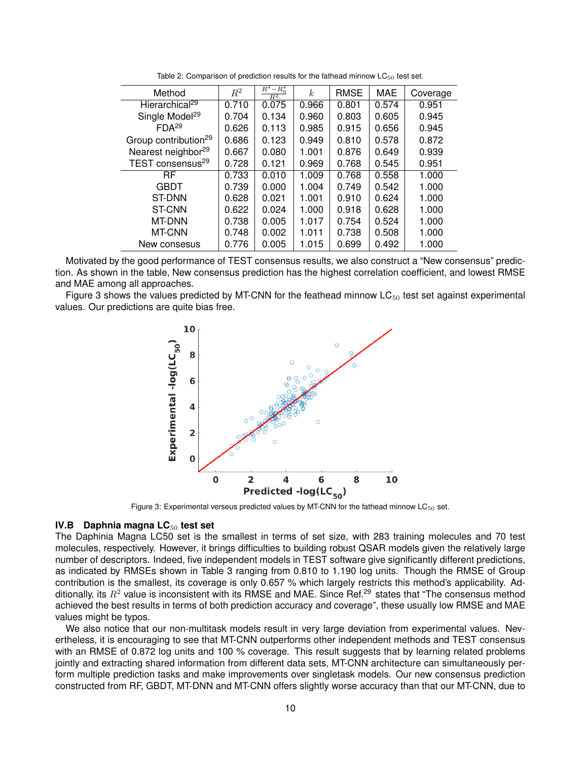Table 2: Comparison of prediction results for the fathead minnow $LC_{50}$ test set.

| Method | $R^2$ | $\frac{R^2-R_0^2}{R^2}$ | $k$ | RMSE | MAE | Coverage |
|---|---|---|---|---|---|---|
| Hierarchical[29] | 0.710 | 0.075 | 0.966 | 0.801 | 0.574 | 0.951 |
| Single Model[29] | 0.704 | 0.134 | 0.960 | 0.803 | 0.605 | 0.945 |
| FDA[29] | 0.626 | 0.113 | 0.985 | 0.915 | 0.656 | 0.945 |
| Group contribution[29] | 0.686 | 0.123 | 0.949 | 0.810 | 0.578 | 0.872 |
| Nearest neighbor[29] | 0.667 | 0.080 | 1.001 | 0.876 | 0.649 | 0.939 |
| TEST consensus[29] | 0.728 | 0.121 | 0.969 | 0.768 | 0.545 | 0.951 |
| RF | 0.733 | 0.010 | 1.009 | 0.768 | 0.558 | 1.000 |
| GBDT | 0.739 | 0.000 | 1.004 | 0.749 | 0.542 | 1.000 |
| ST-DNN | 0.628 | 0.021 | 1.001 | 0.910 | 0.624 | 1.000 |
| ST-CNN | 0.622 | 0.024 | 1.000 | 0.918 | 0.628 | 1.000 |
| MT-DNN | 0.738 | 0.005 | 1.017 | 0.754 | 0.524 | 1.000 |
| MT-CNN | 0.748 | 0.002 | 1.011 | 0.738 | 0.508 | 1.000 |
| New consensus | 0.776 | 0.005 | 1.015 | 0.699 | 0.492 | 1.000 |

Motivated by the good performance of TEST consensus results, we also construct a "New consensus" prediction. As shown in the table, New consensus prediction has the highest correlation coefficient, and lowest RMSE and MAE among all approaches.

Figure 3 shows the values predicted by MT-CNN for the feathead minnow $LC_{50}$ test set against experimental values. Our predictions are quite bias free.

Figure 3: Experimental verseus predicted values by MT-CNN for the fathead minnow $LC_{50}$ set.

### IV.B Daphnia magna $LC_{50}$ test set

The Daphinia Magna LC50 set is the smallest in terms of set size, with 283 training molecules and 70 test molecules, respectively. However, it brings difficulties to building robust QSAR models given the relatively large number of descriptors. Indeed, five independent models in TEST software give significantly different predictions, as indicated by RMSEs shown in Table 3 ranging from 0.810 to 1.190 log units. Though the RMSE of Group contribution is the smallest, its coverage is only 0.657 % which largely restricts this method's applicability. Additionally, its $R^2$ value is inconsistent with its RMSE and MAE. Since Ref.[29] states that "The consensus method achieved the best results in terms of both prediction accuracy and coverage", these usually low RMSE and MAE values might be typos.

We also notice that our non-multitask models result in very large deviation from experimental values. Nevertheless, it is encouraging to see that MT-CNN outperforms other independent methods and TEST consensus with an RMSE of 0.872 log units and 100 % coverage. This result suggests that by learning related problems jointly and extracting shared information from different data sets, MT-CNN architecture can simultaneously perform multiple prediction tasks and make improvements over singletask models. Our new consensus prediction constructed from RF, GBDT, MT-DNN and MT-CNN offers slightly worse accuracy than that our MT-CNN, due to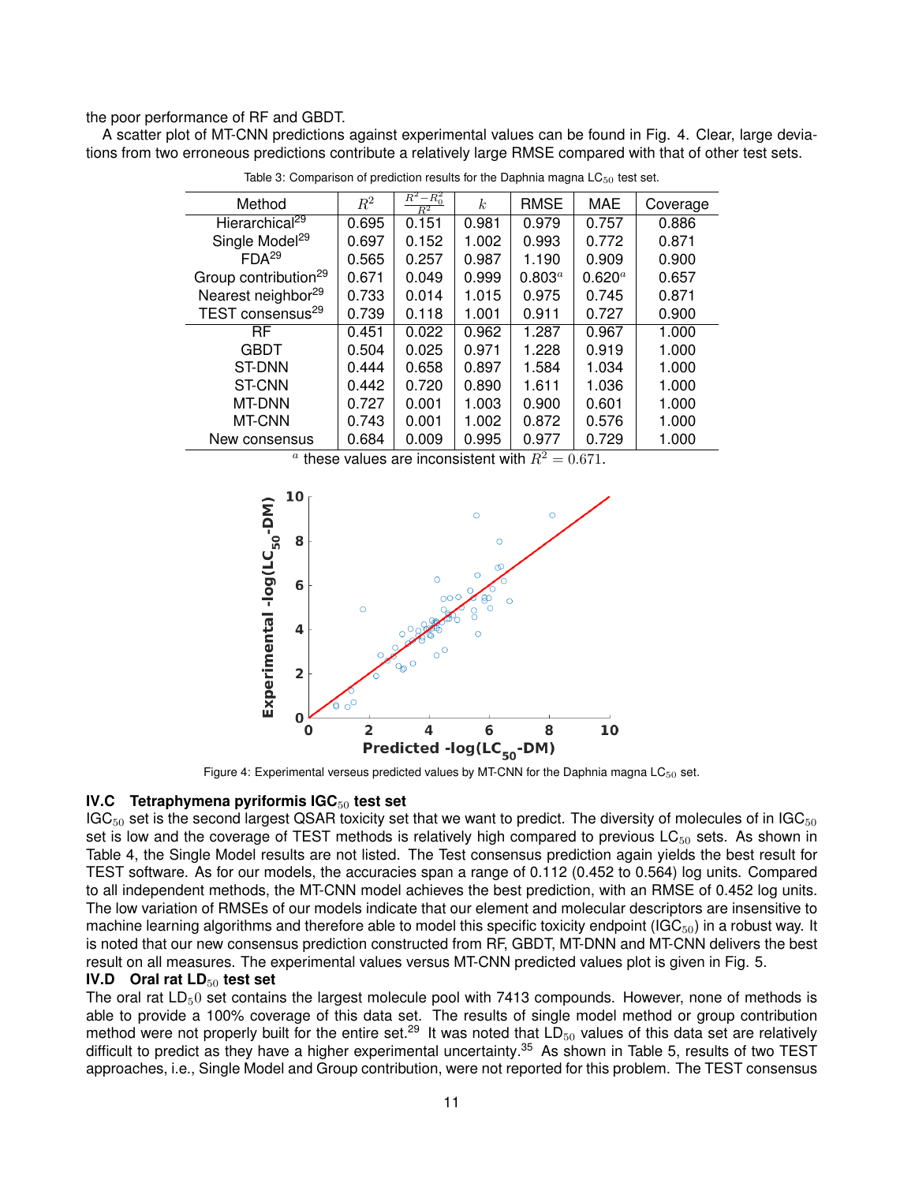the poor performance of RF and GBDT.

A scatter plot of MT-CNN predictions against experimental values can be found in Fig. 4. Clear, large deviations from two erroneous predictions contribute a relatively large RMSE compared with that of other test sets.

Table 3: Comparison of prediction results for the Daphnia magna $LC_{50}$ test set.

| Method | $R^2$ | $\frac{R^2-R_0^2}{R^2}$ | $k$ | RMSE | MAE | Coverage |
|---|---|---|---|---|---|---|
| Hierarchical[29] | 0.695 | 0.151 | 0.981 | 0.979 | 0.757 | 0.886 |
| Single Model[29] | 0.697 | 0.152 | 1.002 | 0.993 | 0.772 | 0.871 |
| FDA[29] | 0.565 | 0.257 | 0.987 | 1.190 | 0.909 | 0.900 |
| Group contribution[29] | 0.671 | 0.049 | 0.999 | $0.803^a$ | $0.620^a$ | 0.657 |
| Nearest neighbor[29] | 0.733 | 0.014 | 1.015 | 0.975 | 0.745 | 0.871 |
| TEST consensus[29] | 0.739 | 0.118 | 1.001 | 0.911 | 0.727 | 0.900 |
| RF | 0.451 | 0.022 | 0.962 | 1.287 | 0.967 | 1.000 |
| GBDT | 0.504 | 0.025 | 0.971 | 1.228 | 0.919 | 1.000 |
| ST-DNN | 0.444 | 0.658 | 0.897 | 1.584 | 1.034 | 1.000 |
| ST-CNN | 0.442 | 0.720 | 0.890 | 1.611 | 1.036 | 1.000 |
| MT-DNN | 0.727 | 0.001 | 1.003 | 0.900 | 0.601 | 1.000 |
| MT-CNN | 0.743 | 0.001 | 1.002 | 0.872 | 0.576 | 1.000 |
| New consensus | 0.684 | 0.009 | 0.995 | 0.977 | 0.729 | 1.000 |

$^a$ these values are inconsistent with $R^2 = 0.671$.

Figure 4: Experimental verseus predicted values by MT-CNN for the Daphnia magna $LC_{50}$ set.

### IV.C Tetraphymena pyriformis $IGC_{50}$ test set

$IGC_{50}$ set is the second largest QSAR toxicity set that we want to predict. The diversity of molecules of in $IGC_{50}$ set is low and the coverage of TEST methods is relatively high compared to previous $LC_{50}$ sets. As shown in Table 4, the Single Model results are not listed. The Test consensus prediction again yields the best result for TEST software. As for our models, the accuracies span a range of 0.112 (0.452 to 0.564) log units. Compared to all independent methods, the MT-CNN model achieves the best prediction, with an RMSE of 0.452 log units. The low variation of RMSEs of our models indicate that our element and molecular descriptors are insensitive to machine learning algorithms and therefore able to model this specific toxicity endpoint ($IGC_{50}$) in a robust way. It is noted that our new consensus prediction constructed from RF, GBDT, MT-DNN and MT-CNN delivers the best result on all measures. The experimental values versus MT-CNN predicted values plot is given in Fig. 5.

### IV.D Oral rat $LD_{50}$ test set

The oral rat $LD_50$ set contains the largest molecule pool with 7413 compounds. However, none of methods is able to provide a 100% coverage of this data set. The results of single model method or group contribution method were not properly built for the entire set.[29] It was noted that $LD_{50}$ values of this data set are relatively difficult to predict as they have a higher experimental uncertainty.[35] As shown in Table 5, results of two TEST approaches, i.e., Single Model and Group contribution, were not reported for this problem. The TEST consensus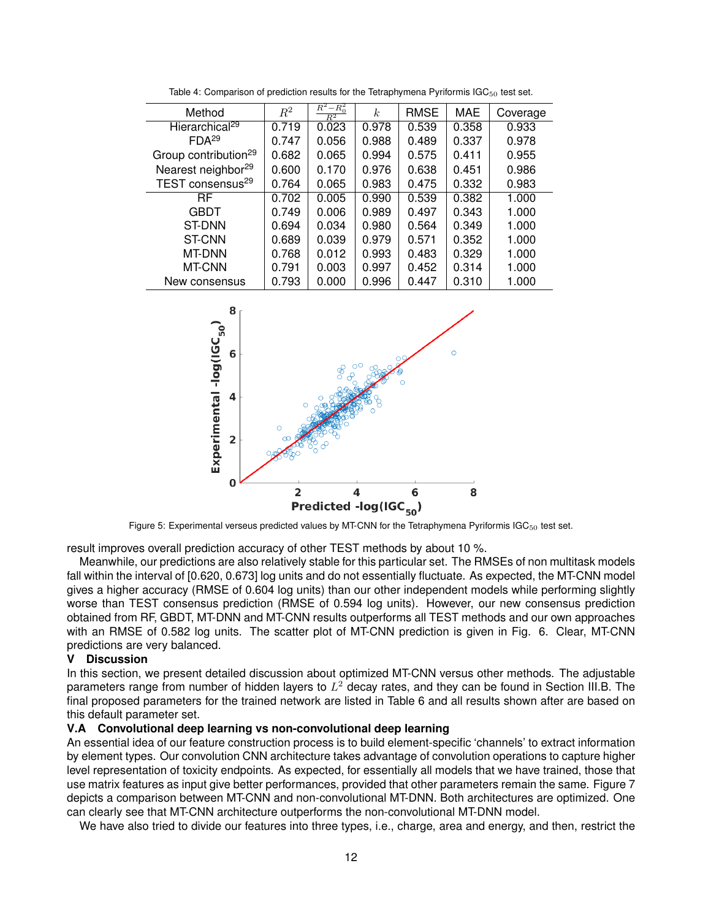Table 4: Comparison of prediction results for the Tetraphymena Pyriformis $IGC_{50}$ test set.

| Method | $R^2$ | $\frac{R^2-R_0^2}{R^2}$ | $k$ | RMSE | MAE | Coverage |
|---|---|---|---|---|---|---|
| Hierarchical[29] | 0.719 | 0.023 | 0.978 | 0.539 | 0.358 | 0.933 |
| FDA[29] | 0.747 | 0.056 | 0.988 | 0.489 | 0.337 | 0.978 |
| Group contribution[29] | 0.682 | 0.065 | 0.994 | 0.575 | 0.411 | 0.955 |
| Nearest neighbor[29] | 0.600 | 0.170 | 0.976 | 0.638 | 0.451 | 0.986 |
| TEST consensus[29] | 0.764 | 0.065 | 0.983 | 0.475 | 0.332 | 0.983 |
| RF | 0.702 | 0.005 | 0.990 | 0.539 | 0.382 | 1.000 |
| GBDT | 0.749 | 0.006 | 0.989 | 0.497 | 0.343 | 1.000 |
| ST-DNN | 0.694 | 0.034 | 0.980 | 0.564 | 0.349 | 1.000 |
| ST-CNN | 0.689 | 0.039 | 0.979 | 0.571 | 0.352 | 1.000 |
| MT-DNN | 0.768 | 0.012 | 0.993 | 0.483 | 0.329 | 1.000 |
| MT-CNN | 0.791 | 0.003 | 0.997 | 0.452 | 0.314 | 1.000 |
| New consensus | 0.793 | 0.000 | 0.996 | 0.447 | 0.310 | 1.000 |

Figure 5: Experimental verseus predicted values by MT-CNN for the Tetraphymena Pyriformis $IGC_{50}$ test set.

result improves overall prediction accuracy of other TEST methods by about 10 %.

Meanwhile, our predictions are also relatively stable for this particular set. The RMSEs of non multitask models fall within the interval of [0.620, 0.673] log units and do not essentially fluctuate. As expected, the MT-CNN model gives a higher accuracy (RMSE of 0.604 log units) than our other independent models while performing slightly worse than TEST consensus prediction (RMSE of 0.594 log units). However, our new consensus prediction obtained from RF, GBDT, MT-DNN and MT-CNN results outperforms all TEST methods and our own approaches with an RMSE of 0.582 log units. The scatter plot of MT-CNN prediction is given in Fig. 6. Clear, MT-CNN predictions are very balanced.

## V Discussion

In this section, we present detailed discussion about optimized MT-CNN versus other methods. The adjustable parameters range from number of hidden layers to $L^2$ decay rates, and they can be found in Section III.B. The final proposed parameters for the trained network are listed in Table 6 and all results shown after are based on this default parameter set.

### V.A Convolutional deep learning vs non-convolutional deep learning

An essential idea of our feature construction process is to build element-specific 'channels' to extract information by element types. Our convolution CNN architecture takes advantage of convolution operations to capture higher level representation of toxicity endpoints. As expected, for essentially all models that we have trained, those that use matrix features as input give better performances, provided that other parameters remain the same. Figure 7 depicts a comparison between MT-CNN and non-convolutional MT-DNN. Both architectures are optimized. One can clearly see that MT-CNN architecture outperforms the non-convolutional MT-DNN model.

We have also tried to divide our features into three types, i.e., charge, area and energy, and then, restrict the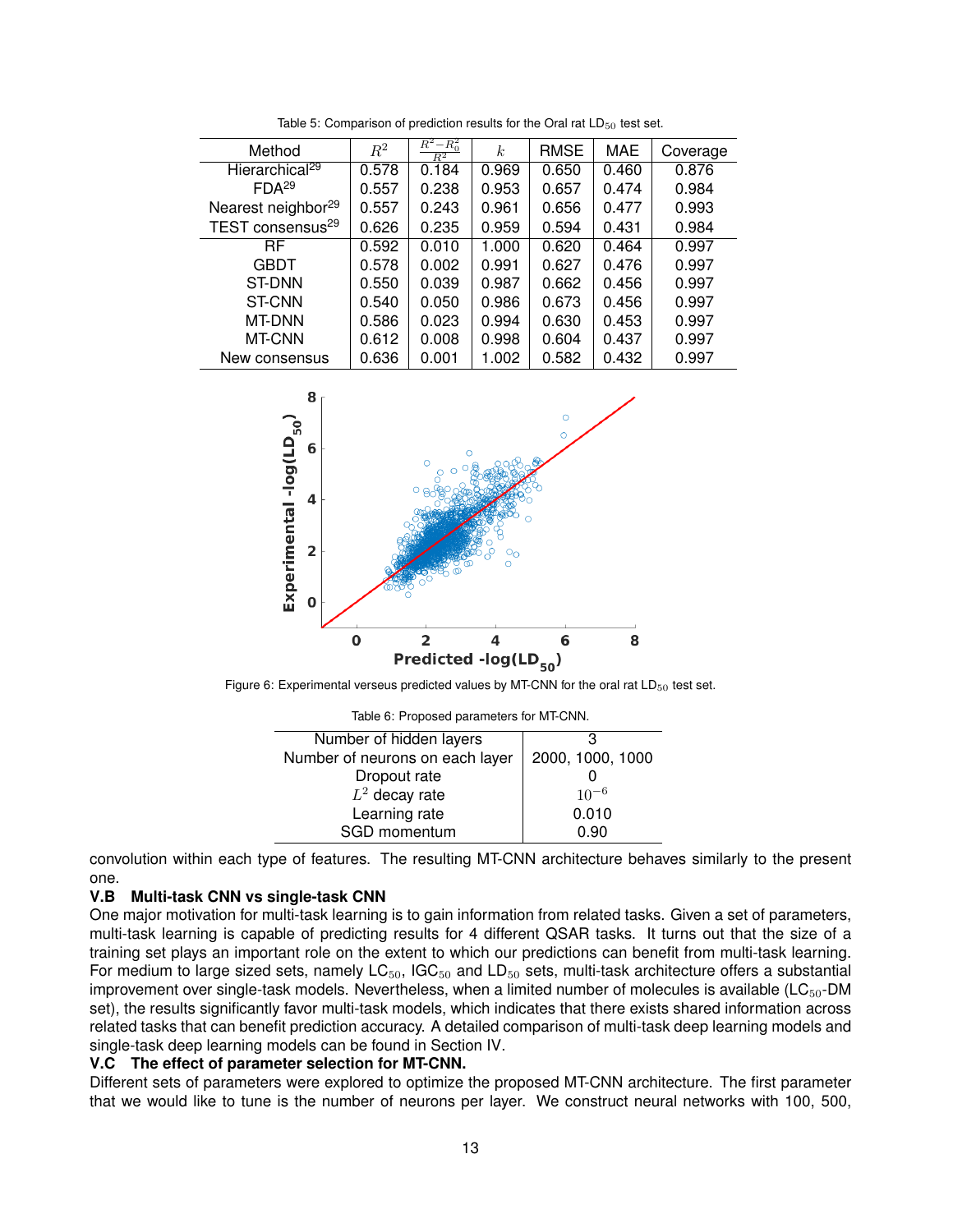Table 5: Comparison of prediction results for the Oral rat $LD_{50}$ test set.

| Method | $R^2$ | $\frac{R^2-R_0^2}{R^2}$ | $k$ | RMSE | MAE | Coverage |
|---|---|---|---|---|---|---|
| Hierarchical[29] | 0.578 | 0.184 | 0.969 | 0.650 | 0.460 | 0.876 |
| FDA[29] | 0.557 | 0.238 | 0.953 | 0.657 | 0.474 | 0.984 |
| Nearest neighbor[29] | 0.557 | 0.243 | 0.961 | 0.656 | 0.477 | 0.993 |
| TEST consensus[29] | 0.626 | 0.235 | 0.959 | 0.594 | 0.431 | 0.984 |
| RF | 0.592 | 0.010 | 1.000 | 0.620 | 0.464 | 0.997 |
| GBDT | 0.578 | 0.002 | 0.991 | 0.627 | 0.476 | 0.997 |
| ST-DNN | 0.550 | 0.039 | 0.987 | 0.662 | 0.456 | 0.997 |
| ST-CNN | 0.540 | 0.050 | 0.986 | 0.673 | 0.456 | 0.997 |
| MT-DNN | 0.586 | 0.023 | 0.994 | 0.630 | 0.453 | 0.997 |
| MT-CNN | 0.612 | 0.008 | 0.998 | 0.604 | 0.437 | 0.997 |
| New consensus | 0.636 | 0.001 | 1.002 | 0.582 | 0.432 | 0.997 |

Figure 6: Experimental verseus predicted values by MT-CNN for the oral rat $LD_{50}$ test set.

Table 6: Proposed parameters for MT-CNN.

| Parameter | Value |
|---|---|
| Number of hidden layers | 3 |
| Number of neurons on each layer | 2000, 1000, 1000 |
| Dropout rate | 0 |
| $L^2$ decay rate | $10^{-6}$ |
| Learning rate | 0.010 |
| SGD momentum | 0.90 |

convolution within each type of features. The resulting MT-CNN architecture behaves similarly to the present one.

### V.B Multi-task CNN vs single-task CNN

One major motivation for multi-task learning is to gain information from related tasks. Given a set of parameters, multi-task learning is capable of predicting results for 4 different QSAR tasks. It turns out that the size of a training set plays an important role on the extent to which our predictions can benefit from multi-task learning. For medium to large sized sets, namely $LC_{50}$, $IGC_{50}$ and $LD_{50}$ sets, multi-task architecture offers a substantial improvement over single-task models. Nevertheless, when a limited number of molecules is available ($LC_{50}$-DM set), the results significantly favor multi-task models, which indicates that there exists shared information across related tasks that can benefit prediction accuracy. A detailed comparison of multi-task deep learning models and single-task deep learning models can be found in Section IV.

### V.C The effect of parameter selection for MT-CNN.

Different sets of parameters were explored to optimize the proposed MT-CNN architecture. The first parameter that we would like to tune is the number of neurons per layer. We construct neural networks with 100, 500,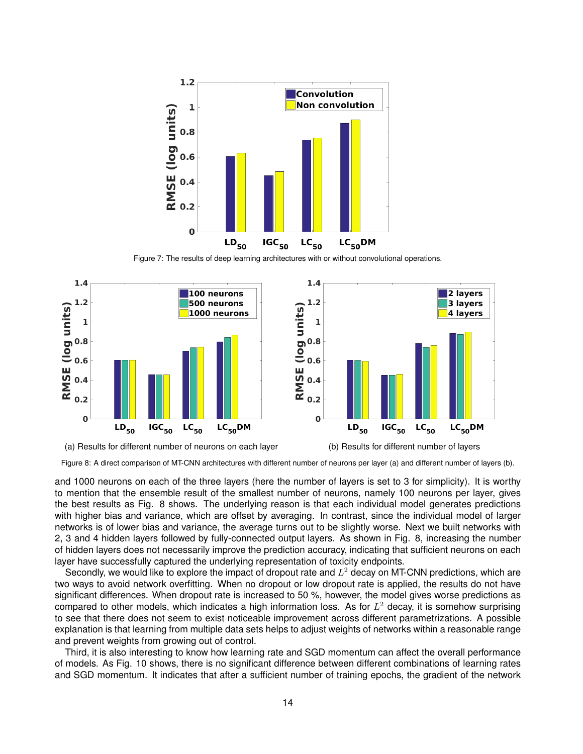Figure 7: The results of deep learning architectures with or without convolutional operations.

(a) Results for different number of neurons on each layer

(b) Results for different number of layers

Figure 8: A direct comparison of MT-CNN architectures with different number of neurons per layer (a) and different number of layers (b).

and 1000 neurons on each of the three layers (here the number of layers is set to 3 for simplicity). It is worthy to mention that the ensemble result of the smallest number of neurons, namely 100 neurons per layer, gives the best results as Fig. 8 shows. The underlying reason is that each individual model generates predictions with higher bias and variance, which are offset by averaging. In contrast, since the individual model of larger networks is of lower bias and variance, the average turns out to be slightly worse. Next we built networks with 2, 3 and 4 hidden layers followed by fully-connected output layers. As shown in Fig. 8, increasing the number of hidden layers does not necessarily improve the prediction accuracy, indicating that sufficient neurons on each layer have successfully captured the underlying representation of toxicity endpoints.

Secondly, we would like to explore the impact of dropout rate and $L^2$ decay on MT-CNN predictions, which are two ways to avoid network overfitting. When no dropout or low dropout rate is applied, the results do not have significant differences. When dropout rate is increased to 50 %, however, the model gives worse predictions as compared to other models, which indicates a high information loss. As for $L^2$ decay, it is somehow surprising to see that there does not seem to exist noticeable improvement across different parametrizations. A possible explanation is that learning from multiple data sets helps to adjust weights of networks within a reasonable range and prevent weights from growing out of control.

Third, it is also interesting to know how learning rate and SGD momentum can affect the overall performance of models. As Fig. 10 shows, there is no significant difference between different combinations of learning rates and SGD momentum. It indicates that after a sufficient number of training epochs, the gradient of the network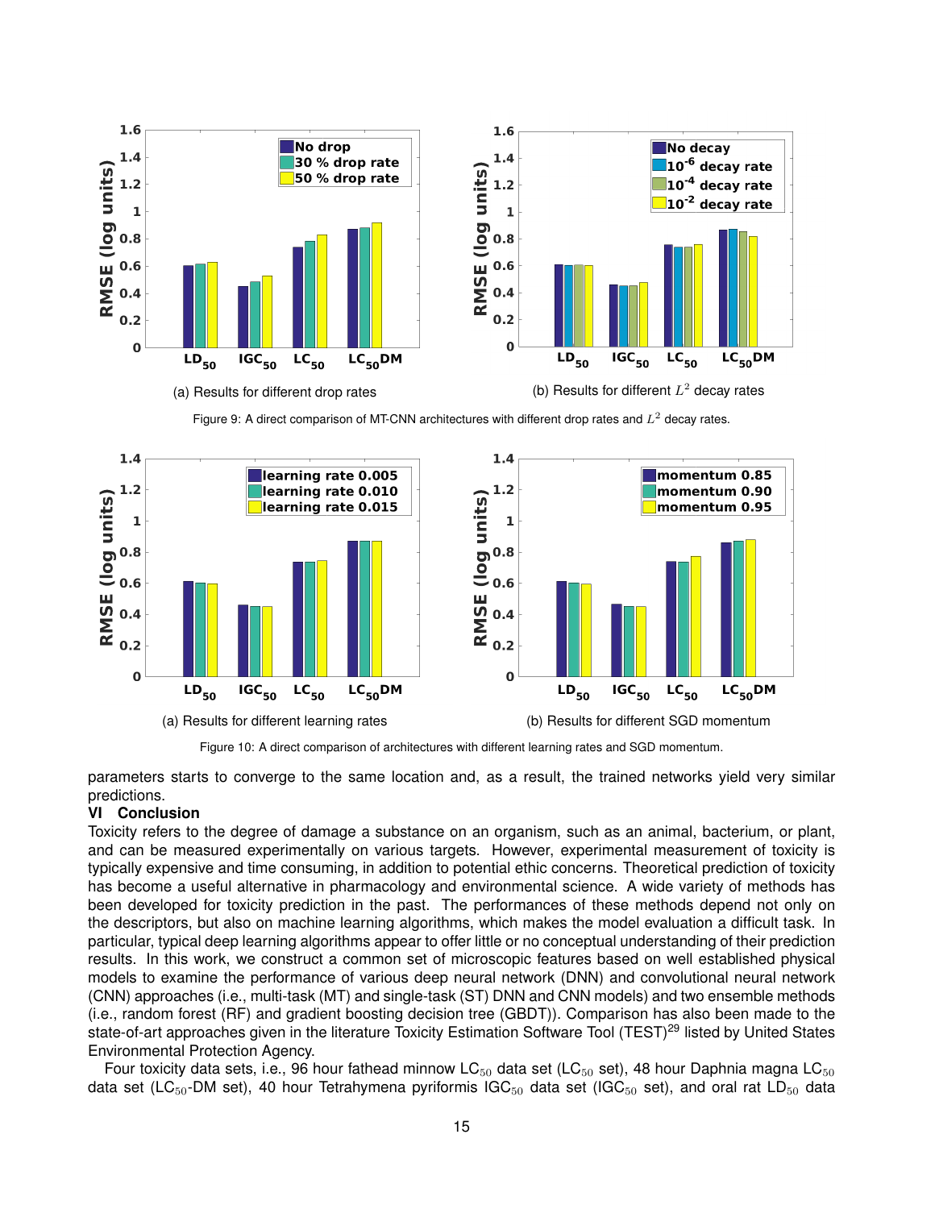(a) Results for different drop rates

(b) Results for different $L^2$ decay rates

Figure 9: A direct comparison of MT-CNN architectures with different drop rates and $L^2$ decay rates.

(a) Results for different learning rates

(b) Results for different SGD momentum

Figure 10: A direct comparison of architectures with different learning rates and SGD momentum.

parameters starts to converge to the same location and, as a result, the trained networks yield very similar predictions.

## VI Conclusion

Toxicity refers to the degree of damage a substance on an organism, such as an animal, bacterium, or plant, and can be measured experimentally on various targets. However, experimental measurement of toxicity is typically expensive and time consuming, in addition to potential ethic concerns. Theoretical prediction of toxicity has become a useful alternative in pharmacology and environmental science. A wide variety of methods has been developed for toxicity prediction in the past. The performances of these methods depend not only on the descriptors, but also on machine learning algorithms, which makes the model evaluation a difficult task. In particular, typical deep learning algorithms appear to offer little or no conceptual understanding of their prediction results. In this work, we construct a common set of microscopic features based on well established physical models to examine the performance of various deep neural network (DNN) and convolutional neural network (CNN) approaches (i.e., multi-task (MT) and single-task (ST) DNN and CNN models) and two ensemble methods (i.e., random forest (RF) and gradient boosting decision tree (GBDT)). Comparison has also been made to the state-of-art approaches given in the literature Toxicity Estimation Software Tool (TEST)[29] listed by United States Environmental Protection Agency.

Four toxicity data sets, i.e., 96 hour fathead minnow $LC_{50}$ data set ($LC_{50}$ set), 48 hour Daphnia magna $LC_{50}$ data set ($LC_{50}$-DM set), 40 hour Tetrahymena pyriformis $IGC_{50}$ data set ($IGC_{50}$ set), and oral rat $LD_{50}$ data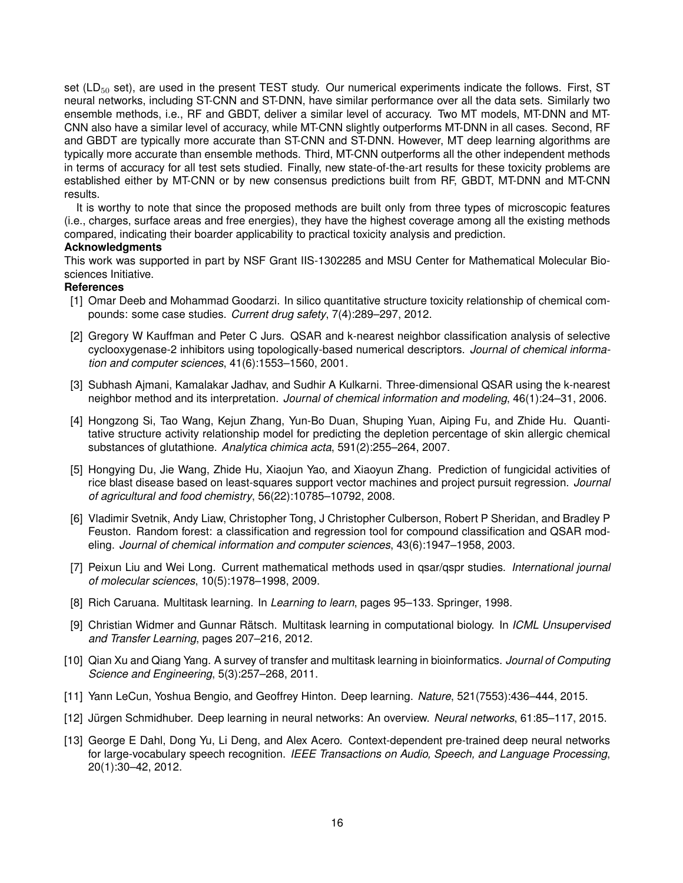set ($LD_{50}$ set), are used in the present TEST study. Our numerical experiments indicate the follows. First, ST neural networks, including ST-CNN and ST-DNN, have similar performance over all the data sets. Similarly two ensemble methods, i.e., RF and GBDT, deliver a similar level of accuracy. Two MT models, MT-DNN and MT-CNN also have a similar level of accuracy, while MT-CNN slightly outperforms MT-DNN in all cases. Second, RF and GBDT are typically more accurate than ST-CNN and ST-DNN. However, MT deep learning algorithms are typically more accurate than ensemble methods. Third, MT-CNN outperforms all the other independent methods in terms of accuracy for all test sets studied. Finally, new state-of-the-art results for these toxicity problems are established either by MT-CNN or by new consensus predictions built from RF, GBDT, MT-DNN and MT-CNN results.

It is worthy to note that since the proposed methods are built only from three types of microscopic features (i.e., charges, surface areas and free energies), they have the highest coverage among all the existing methods compared, indicating their boarder applicability to practical toxicity analysis and prediction.

**Acknowledgments**

This work was supported in part by NSF Grant IIS-1302285 and MSU Center for Mathematical Molecular Biosciences Initiative.

**References**

[1] Omar Deeb and Mohammad Goodarzi. In silico quantitative structure toxicity relationship of chemical compounds: some case studies. *Current drug safety*, 7(4):289–297, 2012.

[2] Gregory W Kauffman and Peter C Jurs. QSAR and k-nearest neighbor classification analysis of selective cyclooxygenase-2 inhibitors using topologically-based numerical descriptors. *Journal of chemical information and computer sciences*, 41(6):1553–1560, 2001.

[3] Subhash Ajmani, Kamalakar Jadhav, and Sudhir A Kulkarni. Three-dimensional QSAR using the k-nearest neighbor method and its interpretation. *Journal of chemical information and modeling*, 46(1):24–31, 2006.

[4] Hongzong Si, Tao Wang, Kejun Zhang, Yun-Bo Duan, Shuping Yuan, Aiping Fu, and Zhide Hu. Quantitative structure activity relationship model for predicting the depletion percentage of skin allergic chemical substances of glutathione. *Analytica chimica acta*, 591(2):255–264, 2007.

[5] Hongying Du, Jie Wang, Zhide Hu, Xiaojun Yao, and Xiaoyun Zhang. Prediction of fungicidal activities of rice blast disease based on least-squares support vector machines and project pursuit regression. *Journal of agricultural and food chemistry*, 56(22):10785–10792, 2008.

[6] Vladimir Svetnik, Andy Liaw, Christopher Tong, J Christopher Culberson, Robert P Sheridan, and Bradley P Feuston. Random forest: a classification and regression tool for compound classification and QSAR modeling. *Journal of chemical information and computer sciences*, 43(6):1947–1958, 2003.

[7] Peixun Liu and Wei Long. Current mathematical methods used in qsar/qspr studies. *International journal of molecular sciences*, 10(5):1978–1998, 2009.

[8] Rich Caruana. Multitask learning. In *Learning to learn*, pages 95–133. Springer, 1998.

[9] Christian Widmer and Gunnar Rätsch. Multitask learning in computational biology. In *ICML Unsupervised and Transfer Learning*, pages 207–216, 2012.

[10] Qian Xu and Qiang Yang. A survey of transfer and multitask learning in bioinformatics. *Journal of Computing Science and Engineering*, 5(3):257–268, 2011.

[11] Yann LeCun, Yoshua Bengio, and Geoffrey Hinton. Deep learning. *Nature*, 521(7553):436–444, 2015.

[12] Jürgen Schmidhuber. Deep learning in neural networks: An overview. *Neural networks*, 61:85–117, 2015.

[13] George E Dahl, Dong Yu, Li Deng, and Alex Acero. Context-dependent pre-trained deep neural networks for large-vocabulary speech recognition. *IEEE Transactions on Audio, Speech, and Language Processing*, 20(1):30–42, 2012.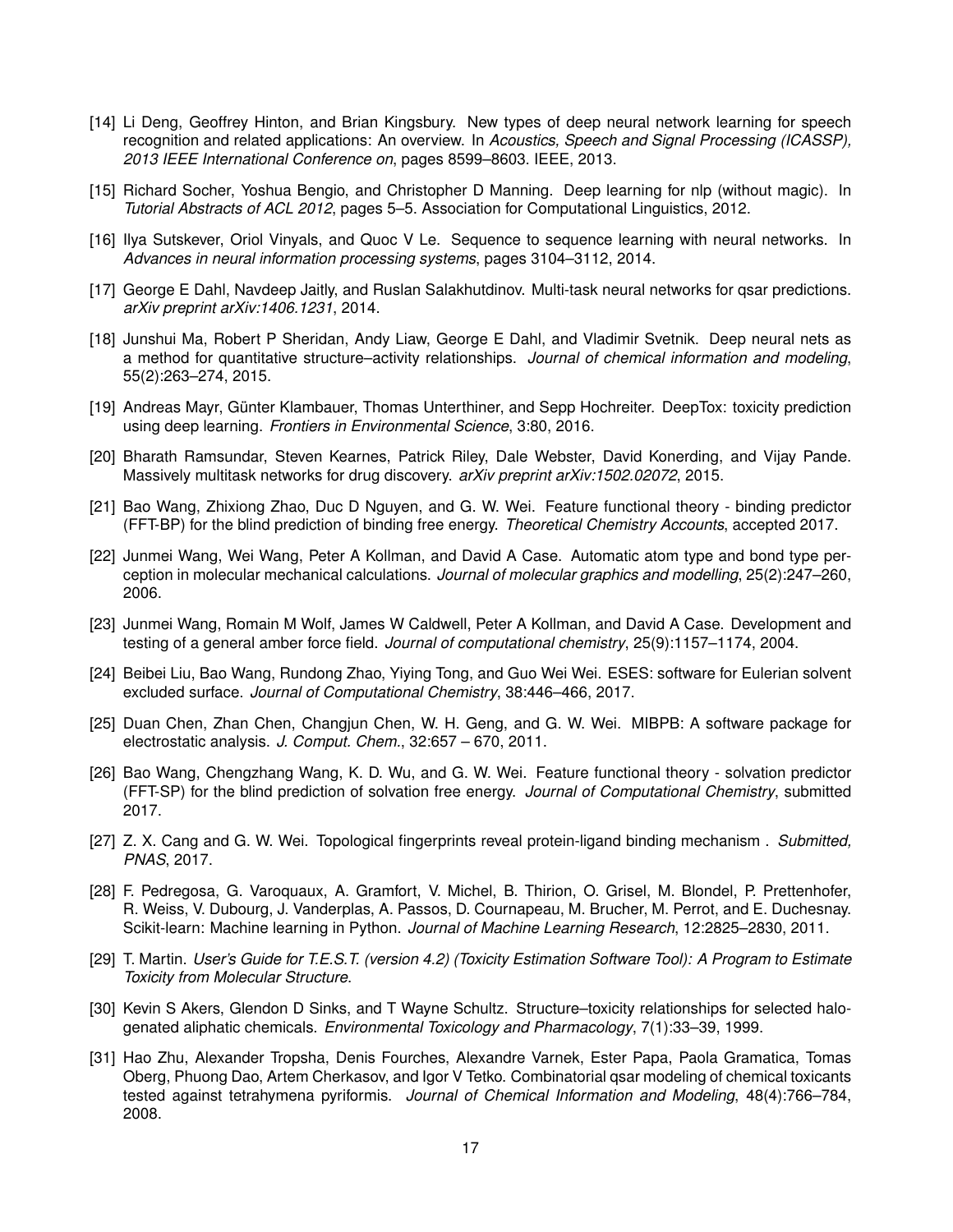[14] Li Deng, Geoffrey Hinton, and Brian Kingsbury. New types of deep neural network learning for speech recognition and related applications: An overview. In *Acoustics, Speech and Signal Processing (ICASSP), 2013 IEEE International Conference on*, pages 8599–8603. IEEE, 2013.

[15] Richard Socher, Yoshua Bengio, and Christopher D Manning. Deep learning for nlp (without magic). In *Tutorial Abstracts of ACL 2012*, pages 5–5. Association for Computational Linguistics, 2012.

[16] Ilya Sutskever, Oriol Vinyals, and Quoc V Le. Sequence to sequence learning with neural networks. In *Advances in neural information processing systems*, pages 3104–3112, 2014.

[17] George E Dahl, Navdeep Jaitly, and Ruslan Salakhutdinov. Multi-task neural networks for qsar predictions. *arXiv preprint arXiv:1406.1231*, 2014.

[18] Junshui Ma, Robert P Sheridan, Andy Liaw, George E Dahl, and Vladimir Svetnik. Deep neural nets as a method for quantitative structure–activity relationships. *Journal of chemical information and modeling*, 55(2):263–274, 2015.

[19] Andreas Mayr, Günter Klambauer, Thomas Unterthiner, and Sepp Hochreiter. DeepTox: toxicity prediction using deep learning. *Frontiers in Environmental Science*, 3:80, 2016.

[20] Bharath Ramsundar, Steven Kearnes, Patrick Riley, Dale Webster, David Konerding, and Vijay Pande. Massively multitask networks for drug discovery. *arXiv preprint arXiv:1502.02072*, 2015.

[21] Bao Wang, Zhixiong Zhao, Duc D Nguyen, and G. W. Wei. Feature functional theory - binding predictor (FFT-BP) for the blind prediction of binding free energy. *Theoretical Chemistry Accounts*, accepted 2017.

[22] Junmei Wang, Wei Wang, Peter A Kollman, and David A Case. Automatic atom type and bond type perception in molecular mechanical calculations. *Journal of molecular graphics and modelling*, 25(2):247–260, 2006.

[23] Junmei Wang, Romain M Wolf, James W Caldwell, Peter A Kollman, and David A Case. Development and testing of a general amber force field. *Journal of computational chemistry*, 25(9):1157–1174, 2004.

[24] Beibei Liu, Bao Wang, Rundong Zhao, Yiying Tong, and Guo Wei Wei. ESES: software for Eulerian solvent excluded surface. *Journal of Computational Chemistry*, 38:446–466, 2017.

[25] Duan Chen, Zhan Chen, Changjun Chen, W. H. Geng, and G. W. Wei. MIBPB: A software package for electrostatic analysis. *J. Comput. Chem.*, 32:657 – 670, 2011.

[26] Bao Wang, Chengzhang Wang, K. D. Wu, and G. W. Wei. Feature functional theory - solvation predictor (FFT-SP) for the blind prediction of solvation free energy. *Journal of Computational Chemistry*, submitted 2017.

[27] Z. X. Cang and G. W. Wei. Topological fingerprints reveal protein-ligand binding mechanism . *Submitted, PNAS*, 2017.

[28] F. Pedregosa, G. Varoquaux, A. Gramfort, V. Michel, B. Thirion, O. Grisel, M. Blondel, P. Prettenhofer, R. Weiss, V. Dubourg, J. Vanderplas, A. Passos, D. Cournapeau, M. Brucher, M. Perrot, and E. Duchesnay. Scikit-learn: Machine learning in Python. *Journal of Machine Learning Research*, 12:2825–2830, 2011.

[29] T. Martin. *User's Guide for T.E.S.T. (version 4.2) (Toxicity Estimation Software Tool): A Program to Estimate Toxicity from Molecular Structure.*

[30] Kevin S Akers, Glendon D Sinks, and T Wayne Schultz. Structure–toxicity relationships for selected halogenated aliphatic chemicals. *Environmental Toxicology and Pharmacology*, 7(1):33–39, 1999.

[31] Hao Zhu, Alexander Tropsha, Denis Fourches, Alexandre Varnek, Ester Papa, Paola Gramatica, Tomas Oberg, Phuong Dao, Artem Cherkasov, and Igor V Tetko. Combinatorial qsar modeling of chemical toxicants tested against tetrahymena pyriformis. *Journal of Chemical Information and Modeling*, 48(4):766–784, 2008.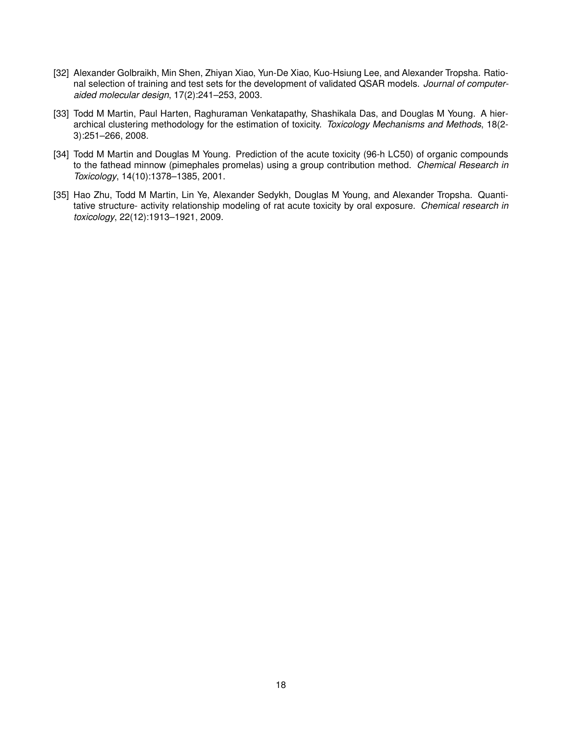[32] Alexander Golbraikh, Min Shen, Zhiyan Xiao, Yun-De Xiao, Kuo-Hsiung Lee, and Alexander Tropsha. Rational selection of training and test sets for the development of validated QSAR models. *Journal of computer-aided molecular design*, 17(2):241–253, 2003.

[33] Todd M Martin, Paul Harten, Raghuraman Venkatapathy, Shashikala Das, and Douglas M Young. A hierarchical clustering methodology for the estimation of toxicity. *Toxicology Mechanisms and Methods*, 18(2-3):251–266, 2008.

[34] Todd M Martin and Douglas M Young. Prediction of the acute toxicity (96-h LC50) of organic compounds to the fathead minnow (pimephales promelas) using a group contribution method. *Chemical Research in Toxicology*, 14(10):1378–1385, 2001.

[35] Hao Zhu, Todd M Martin, Lin Ye, Alexander Sedykh, Douglas M Young, and Alexander Tropsha. Quantitative structure- activity relationship modeling of rat acute toxicity by oral exposure. *Chemical research in toxicology*, 22(12):1913–1921, 2009.